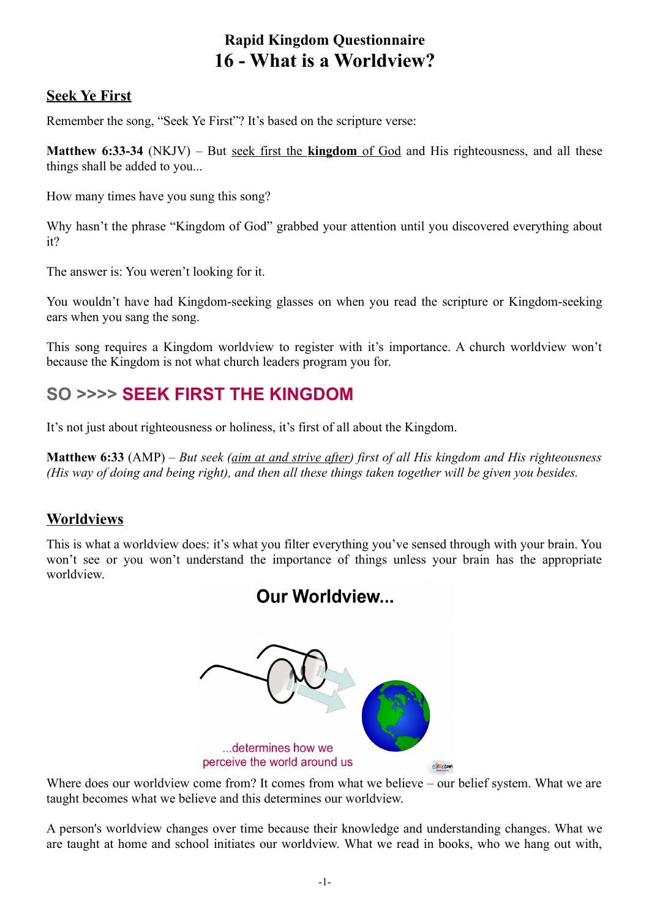# Rapid Kingdom Questionnaire
# 16 - What is a Worldview?

## Seek Ye First

Remember the song, “Seek Ye First”? It’s based on the scripture verse:

**Matthew 6:33-34** (NKJV) – But seek first the **kingdom** of God and His righteousness, and all these things shall be added to you...

How many times have you sung this song?

Why hasn’t the phrase “Kingdom of God” grabbed your attention until you discovered everything about it?

The answer is: You weren’t looking for it.

You wouldn’t have had Kingdom-seeking glasses on when you read the scripture or Kingdom-seeking ears when you sang the song.

This song requires a Kingdom worldview to register with it’s importance. A church worldview won’t because the Kingdom is not what church leaders program you for.

## SO >>>> SEEK FIRST THE KINGDOM

It’s not just about righteousness or holiness, it’s first of all about the Kingdom.

**Matthew 6:33** (AMP) – *But seek (aim at and strive after) first of all His kingdom and His righteousness (His way of doing and being right), and then all these things taken together will be given you besides.*

## Worldviews

This is what a worldview does: it’s what you filter everything you’ve sensed through with your brain. You won’t see or you won’t understand the importance of things unless your brain has the appropriate worldview.

**Our Worldview...**

...determines how we perceive the world around us

Where does our worldview come from? It comes from what we believe – our belief system. What we are taught becomes what we believe and this determines our worldview.

A person's worldview changes over time because their knowledge and understanding changes. What we are taught at home and school initiates our worldview. What we read in books, who we hang out with,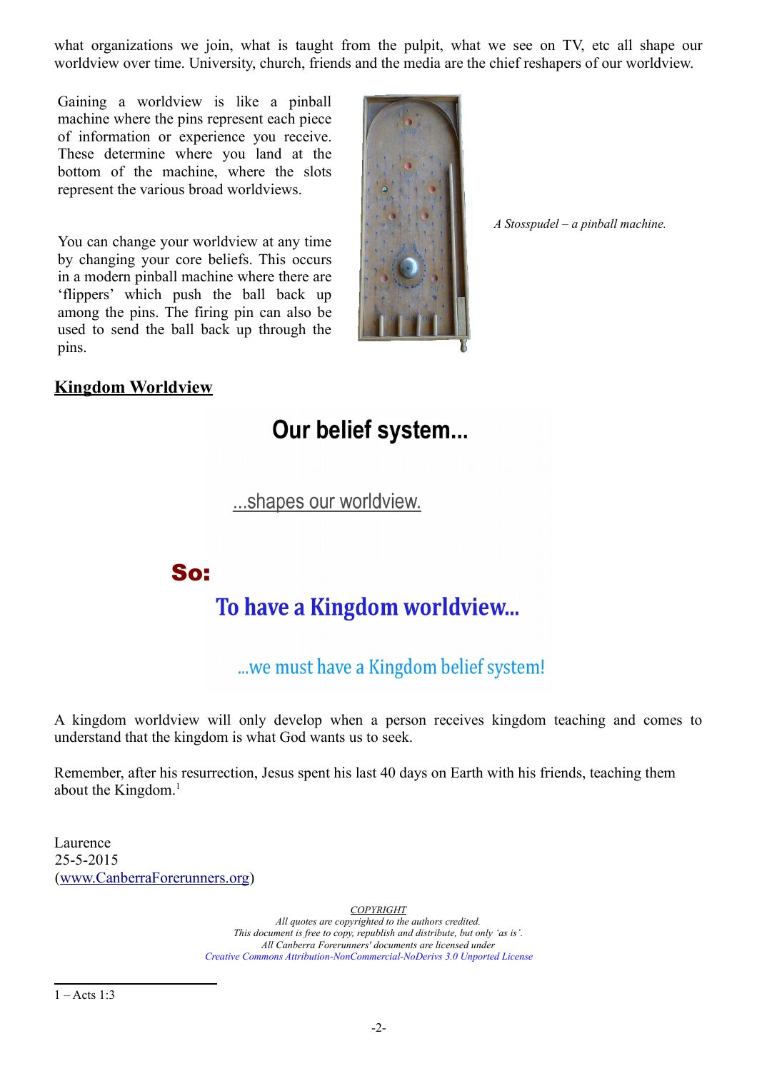what organizations we join, what is taught from the pulpit, what we see on TV, etc all shape our worldview over time. University, church, friends and the media are the chief reshapers of our worldview.

Gaining a worldview is like a pinball machine where the pins represent each piece of information or experience you receive. These determine where you land at the bottom of the machine, where the slots represent the various broad worldviews.

You can change your worldview at any time by changing your core beliefs. This occurs in a modern pinball machine where there are 'flippers' which push the ball back up among the pins. The firing pin can also be used to send the ball back up through the pins.

*A Stosspudel – a pinball machine.*

## Kingdom Worldview

**Our belief system...**

...shapes our worldview.

**So:**

**To have a Kingdom worldview...**

...we must have a Kingdom belief system!

A kingdom worldview will only develop when a person receives kingdom teaching and comes to understand that the kingdom is what God wants us to seek.

Remember, after his resurrection, Jesus spent his last 40 days on Earth with his friends, teaching them about the Kingdom.[1]

Laurence
25-5-2015
(www.CanberraForerunners.org)

COPYRIGHT
*All quotes are copyrighted to the authors credited.*
*This document is free to copy, republish and distribute, but only 'as is'.*
*All Canberra Forerunners' documents are licensed under*
*Creative Commons Attribution-NonCommercial-NoDerivs 3.0 Unported License*

1 – Acts 1:3